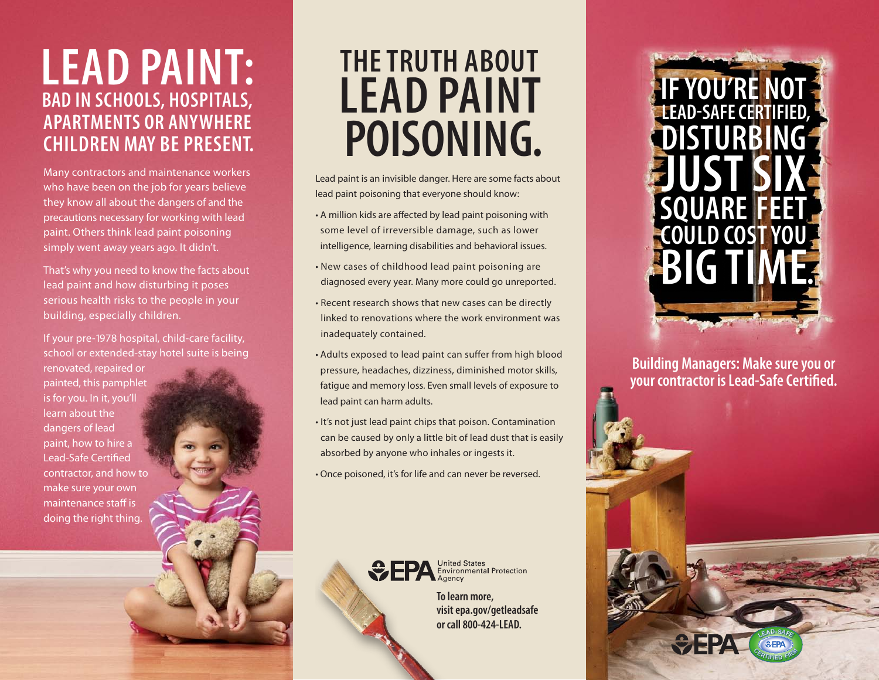# LEAD PAINT: BAD IN SCHOOLS, HOSPITALS, APARTMENTS OR ANYWHERE CHILDREN MAY BE PRESENT.

Many contractors and maintenance workers who have been on the job for years believe they know all about the dangers of and the precautions necessary for working with lead paint. Others think lead paint poisoning simply went away years ago. It didn't.

That's why you need to know the facts about lead paint and how disturbing it poses serious health risks to the people in your building, especially children.

If your pre-1978 hospital, child-care facility, school or extended-stay hotel suite is being renovated, repaired or painted, this pamphlet is for you. In it, you'll learn about the dangers of lead paint, how to hire a Lead-Safe Certified contractor, and how to make sure your own maintenance staff is doing the right thing.

# THE TRUTH ABOUT LEAD PAINT POISONING.

Lead paint is an invisible danger. Here are some facts about lead paint poisoning that everyone should know:

- A million kids are affected by lead paint poisoning with some level of irreversible damage, such as lower intelligence, learning disabilities and behavioral issues.
- New cases of childhood lead paint poisoning are diagnosed every year. Many more could go unreported.
- Recent research shows that new cases can be directly linked to renovations where the work environment was inadequately contained.
- Adults exposed to lead paint can suffer from high blood pressure, headaches, dizziness, diminished motor skills, fatigue and memory loss. Even small levels of exposure to lead paint can harm adults.
- It's not just lead paint chips that poison. Contamination can be caused by only a little bit of lead dust that is easily absorbed by anyone who inhales or ingests it.
- Once poisoned, it's for life and can never be reversed.

EPA United States Environmental Protection Agency

**To learn more, visit epa.gov/getleadsafe or call 800-424-LEAD.**

# IF YOU'RE NOT LEAD-SAFE CERTIFIED, DISTURBING JUST SIX SQUARE FEET COULD COST YOU BIG TIME.

**Building Managers: Make sure you or your contractor is Lead-Safe Certified.**

EPA

LEAD-SAFE EPA CERTIFIED FIRM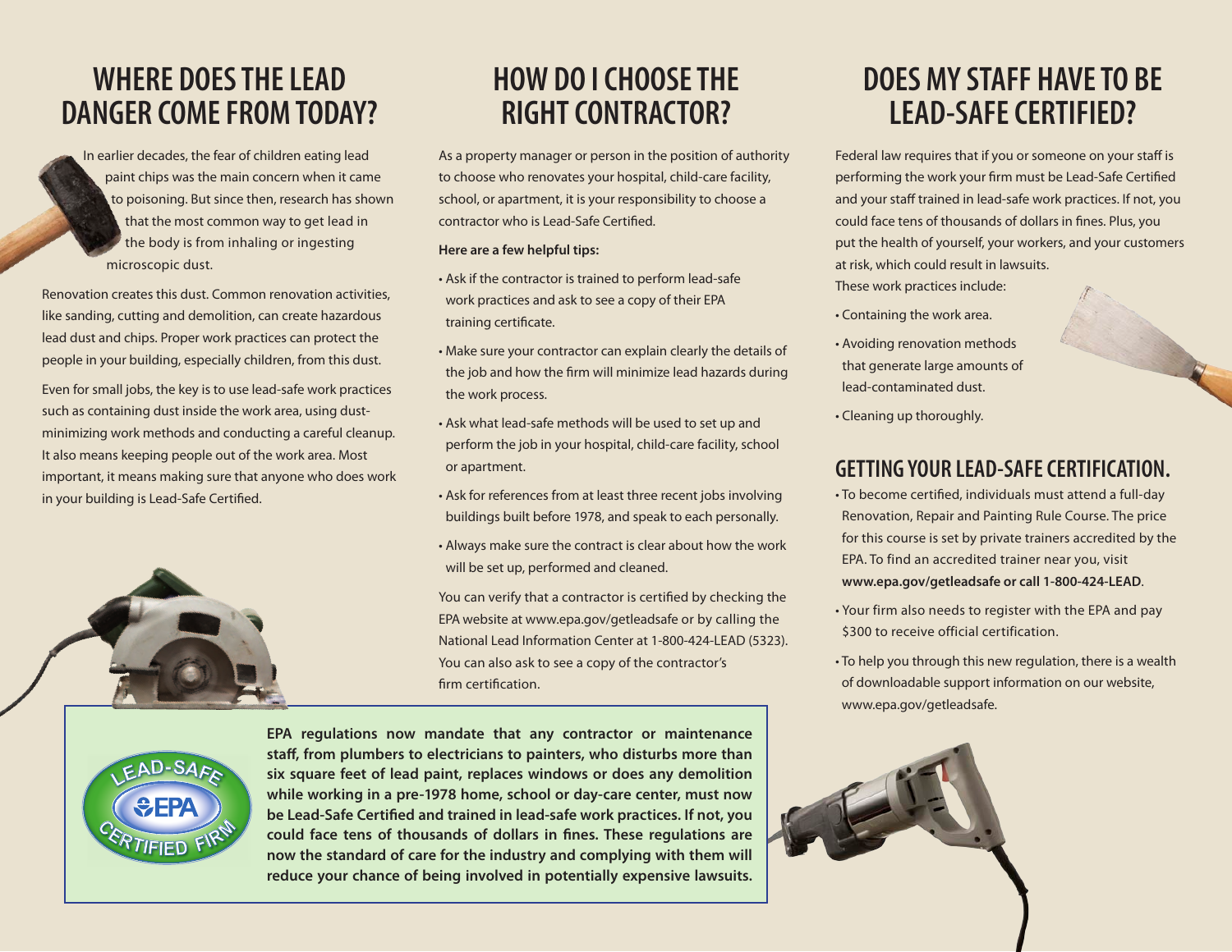## WHERE DOES THE LEAD DANGER COME FROM TODAY?

In earlier decades, the fear of children eating lead paint chips was the main concern when it came to poisoning. But since then, research has shown that the most common way to get lead in the body is from inhaling or ingesting microscopic dust.

Renovation creates this dust. Common renovation activities, like sanding, cutting and demolition, can create hazardous lead dust and chips. Proper work practices can protect the people in your building, especially children, from this dust.

Even for small jobs, the key is to use lead-safe work practices such as containing dust inside the work area, using dust-minimizing work methods and conducting a careful cleanup. It also means keeping people out of the work area. Most important, it means making sure that anyone who does work in your building is Lead-Safe Certified.

## HOW DO I CHOOSE THE RIGHT CONTRACTOR?

As a property manager or person in the position of authority to choose who renovates your hospital, child-care facility, school, or apartment, it is your responsibility to choose a contractor who is Lead-Safe Certified.

**Here are a few helpful tips:**

- Ask if the contractor is trained to perform lead-safe work practices and ask to see a copy of their EPA training certificate.
- Make sure your contractor can explain clearly the details of the job and how the firm will minimize lead hazards during the work process.
- Ask what lead-safe methods will be used to set up and perform the job in your hospital, child-care facility, school or apartment.
- Ask for references from at least three recent jobs involving buildings built before 1978, and speak to each personally.
- Always make sure the contract is clear about how the work will be set up, performed and cleaned.

You can verify that a contractor is certified by checking the EPA website at www.epa.gov/getleadsafe or by calling the National Lead Information Center at 1-800-424-LEAD (5323). You can also ask to see a copy of the contractor's firm certification.

## DOES MY STAFF HAVE TO BE LEAD-SAFE CERTIFIED?

Federal law requires that if you or someone on your staff is performing the work your firm must be Lead-Safe Certified and your staff trained in lead-safe work practices. If not, you could face tens of thousands of dollars in fines. Plus, you put the health of yourself, your workers, and your customers at risk, which could result in lawsuits.

These work practices include:

- Containing the work area.
- Avoiding renovation methods that generate large amounts of lead-contaminated dust.
- Cleaning up thoroughly.

### GETTING YOUR LEAD-SAFE CERTIFICATION.

- To become certified, individuals must attend a full-day Renovation, Repair and Painting Rule Course. The price for this course is set by private trainers accredited by the EPA. To find an accredited trainer near you, visit **www.epa.gov/getleadsafe or call 1-800-424-LEAD**.
- Your firm also needs to register with the EPA and pay $300 to receive official certification.
- To help you through this new regulation, there is a wealth of downloadable support information on our website, www.epa.gov/getleadsafe.

LEAD-SAFE EPA CERTIFIED FIRM

**EPA regulations now mandate that any contractor or maintenance staff, from plumbers to electricians to painters, who disturbs more than six square feet of lead paint, replaces windows or does any demolition while working in a pre-1978 home, school or day-care center, must now be Lead-Safe Certified and trained in lead-safe work practices. If not, you could face tens of thousands of dollars in fines. These regulations are now the standard of care for the industry and complying with them will reduce your chance of being involved in potentially expensive lawsuits.**